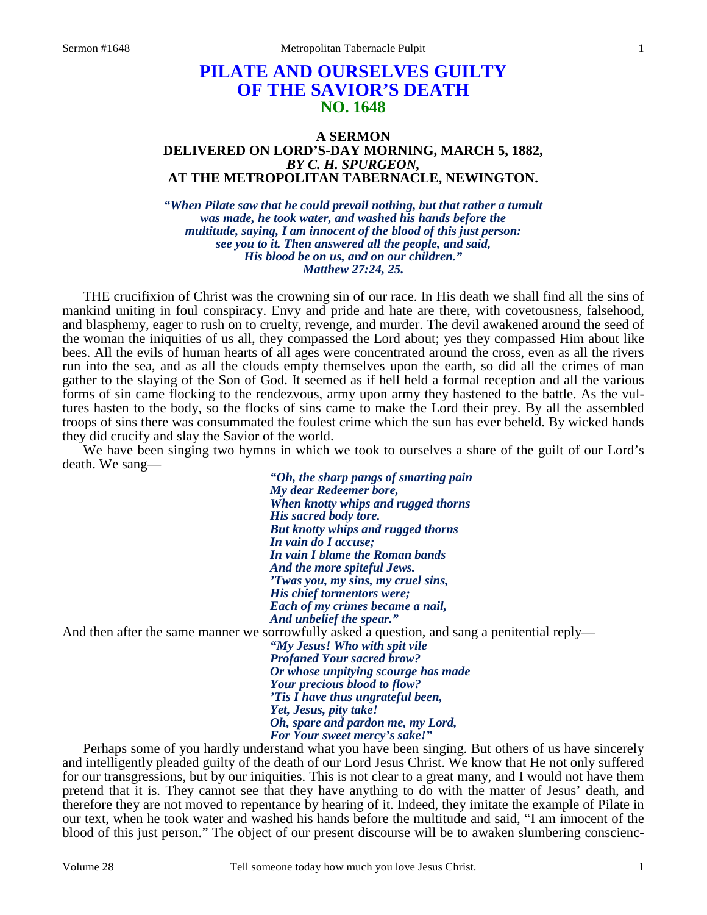# PILATE AND OURSELVES GUILTY OF THE SAVIOR'S DEATH
## NO. 1648

### A SERMON
### DELIVERED ON LORD'S-DAY MORNING, MARCH 5, 1882,
### *BY C. H. SPURGEON,*
### AT THE METROPOLITAN TABERNACLE, NEWINGTON.

***"When Pilate saw that he could prevail nothing, but that rather a tumult was made, he took water, and washed his hands before the multitude, saying, I am innocent of the blood of this just person: see you to it. Then answered all the people, and said, His blood be on us, and on our children." Matthew 27:24, 25.***

THE crucifixion of Christ was the crowning sin of our race. In His death we shall find all the sins of mankind uniting in foul conspiracy. Envy and pride and hate are there, with covetousness, falsehood, and blasphemy, eager to rush on to cruelty, revenge, and murder. The devil awakened around the seed of the woman the iniquities of us all, they compassed the Lord about; yes they compassed Him about like bees. All the evils of human hearts of all ages were concentrated around the cross, even as all the rivers run into the sea, and as all the clouds empty themselves upon the earth, so did all the crimes of man gather to the slaying of the Son of God. It seemed as if hell held a formal reception and all the various forms of sin came flocking to the rendezvous, army upon army they hastened to the battle. As the vultures hasten to the body, so the flocks of sins came to make the Lord their prey. By all the assembled troops of sins there was consummated the foulest crime which the sun has ever beheld. By wicked hands they did crucify and slay the Savior of the world.

We have been singing two hymns in which we took to ourselves a share of the guilt of our Lord's death. We sang—

> ***"Oh, the sharp pangs of smarting pain***
> ***My dear Redeemer bore,***
> ***When knotty whips and rugged thorns***
> ***His sacred body tore.***
> ***But knotty whips and rugged thorns***
> ***In vain do I accuse;***
> ***In vain I blame the Roman bands***
> ***And the more spiteful Jews.***
> ***'Twas you, my sins, my cruel sins,***
> ***His chief tormentors were;***
> ***Each of my crimes became a nail,***
> ***And unbelief the spear."***

And then after the same manner we sorrowfully asked a question, and sang a penitential reply—

> ***"My Jesus! Who with spit vile***
> ***Profaned Your sacred brow?***
> ***Or whose unpitying scourge has made***
> ***Your precious blood to flow?***
> ***'Tis I have thus ungrateful been,***
> ***Yet, Jesus, pity take!***
> ***Oh, spare and pardon me, my Lord,***
> ***For Your sweet mercy's sake!"***

Perhaps some of you hardly understand what you have been singing. But others of us have sincerely and intelligently pleaded guilty of the death of our Lord Jesus Christ. We know that He not only suffered for our transgressions, but by our iniquities. This is not clear to a great many, and I would not have them pretend that it is. They cannot see that they have anything to do with the matter of Jesus' death, and therefore they are not moved to repentance by hearing of it. Indeed, they imitate the example of Pilate in our text, when he took water and washed his hands before the multitude and said, "I am innocent of the blood of this just person." The object of our present discourse will be to awaken slumbering conscienc-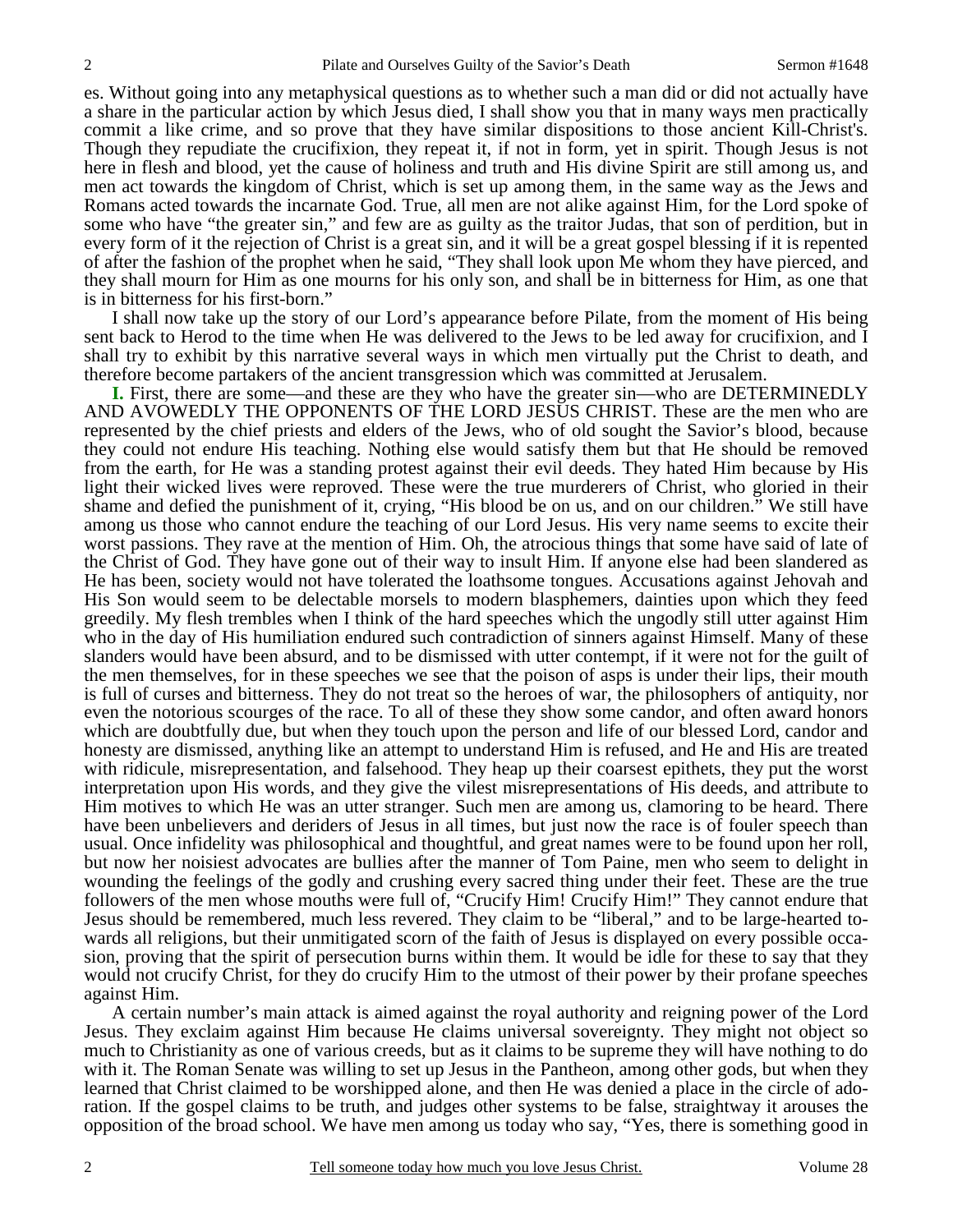es. Without going into any metaphysical questions as to whether such a man did or did not actually have a share in the particular action by which Jesus died, I shall show you that in many ways men practically commit a like crime, and so prove that they have similar dispositions to those ancient Kill-Christ's. Though they repudiate the crucifixion, they repeat it, if not in form, yet in spirit. Though Jesus is not here in flesh and blood, yet the cause of holiness and truth and His divine Spirit are still among us, and men act towards the kingdom of Christ, which is set up among them, in the same way as the Jews and Romans acted towards the incarnate God. True, all men are not alike against Him, for the Lord spoke of some who have "the greater sin," and few are as guilty as the traitor Judas, that son of perdition, but in every form of it the rejection of Christ is a great sin, and it will be a great gospel blessing if it is repented of after the fashion of the prophet when he said, "They shall look upon Me whom they have pierced, and they shall mourn for Him as one mourns for his only son, and shall be in bitterness for Him, as one that is in bitterness for his first-born."

I shall now take up the story of our Lord's appearance before Pilate, from the moment of His being sent back to Herod to the time when He was delivered to the Jews to be led away for crucifixion, and I shall try to exhibit by this narrative several ways in which men virtually put the Christ to death, and therefore become partakers of the ancient transgression which was committed at Jerusalem.

**I.** First, there are some—and these are they who have the greater sin—who are DETERMINEDLY AND AVOWEDLY THE OPPONENTS OF THE LORD JESUS CHRIST. These are the men who are represented by the chief priests and elders of the Jews, who of old sought the Savior's blood, because they could not endure His teaching. Nothing else would satisfy them but that He should be removed from the earth, for He was a standing protest against their evil deeds. They hated Him because by His light their wicked lives were reproved. These were the true murderers of Christ, who gloried in their shame and defied the punishment of it, crying, "His blood be on us, and on our children." We still have among us those who cannot endure the teaching of our Lord Jesus. His very name seems to excite their worst passions. They rave at the mention of Him. Oh, the atrocious things that some have said of late of the Christ of God. They have gone out of their way to insult Him. If anyone else had been slandered as He has been, society would not have tolerated the loathsome tongues. Accusations against Jehovah and His Son would seem to be delectable morsels to modern blasphemers, dainties upon which they feed greedily. My flesh trembles when I think of the hard speeches which the ungodly still utter against Him who in the day of His humiliation endured such contradiction of sinners against Himself. Many of these slanders would have been absurd, and to be dismissed with utter contempt, if it were not for the guilt of the men themselves, for in these speeches we see that the poison of asps is under their lips, their mouth is full of curses and bitterness. They do not treat so the heroes of war, the philosophers of antiquity, nor even the notorious scourges of the race. To all of these they show some candor, and often award honors which are doubtfully due, but when they touch upon the person and life of our blessed Lord, candor and honesty are dismissed, anything like an attempt to understand Him is refused, and He and His are treated with ridicule, misrepresentation, and falsehood. They heap up their coarsest epithets, they put the worst interpretation upon His words, and they give the vilest misrepresentations of His deeds, and attribute to Him motives to which He was an utter stranger. Such men are among us, clamoring to be heard. There have been unbelievers and deriders of Jesus in all times, but just now the race is of fouler speech than usual. Once infidelity was philosophical and thoughtful, and great names were to be found upon her roll, but now her noisiest advocates are bullies after the manner of Tom Paine, men who seem to delight in wounding the feelings of the godly and crushing every sacred thing under their feet. These are the true followers of the men whose mouths were full of, "Crucify Him! Crucify Him!" They cannot endure that Jesus should be remembered, much less revered. They claim to be "liberal," and to be large-hearted towards all religions, but their unmitigated scorn of the faith of Jesus is displayed on every possible occasion, proving that the spirit of persecution burns within them. It would be idle for these to say that they would not crucify Christ, for they do crucify Him to the utmost of their power by their profane speeches against Him.

A certain number's main attack is aimed against the royal authority and reigning power of the Lord Jesus. They exclaim against Him because He claims universal sovereignty. They might not object so much to Christianity as one of various creeds, but as it claims to be supreme they will have nothing to do with it. The Roman Senate was willing to set up Jesus in the Pantheon, among other gods, but when they learned that Christ claimed to be worshipped alone, and then He was denied a place in the circle of adoration. If the gospel claims to be truth, and judges other systems to be false, straightway it arouses the opposition of the broad school. We have men among us today who say, "Yes, there is something good in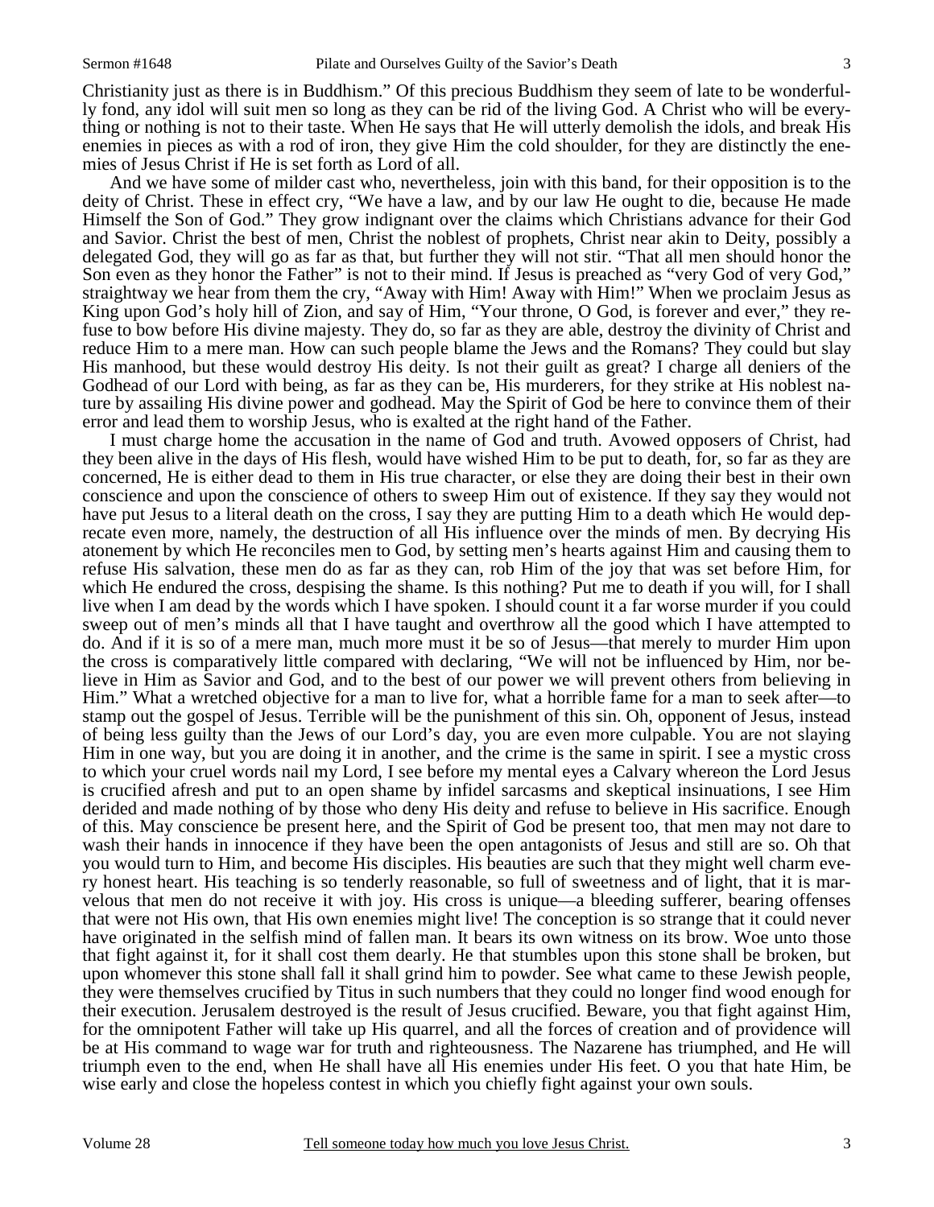Christianity just as there is in Buddhism." Of this precious Buddhism they seem of late to be wonderfully fond, any idol will suit men so long as they can be rid of the living God. A Christ who will be everything or nothing is not to their taste. When He says that He will utterly demolish the idols, and break His enemies in pieces as with a rod of iron, they give Him the cold shoulder, for they are distinctly the enemies of Jesus Christ if He is set forth as Lord of all.

And we have some of milder cast who, nevertheless, join with this band, for their opposition is to the deity of Christ. These in effect cry, "We have a law, and by our law He ought to die, because He made Himself the Son of God." They grow indignant over the claims which Christians advance for their God and Savior. Christ the best of men, Christ the noblest of prophets, Christ near akin to Deity, possibly a delegated God, they will go as far as that, but further they will not stir. "That all men should honor the Son even as they honor the Father" is not to their mind. If Jesus is preached as "very God of very God," straightway we hear from them the cry, "Away with Him! Away with Him!" When we proclaim Jesus as King upon God's holy hill of Zion, and say of Him, "Your throne, O God, is forever and ever," they refuse to bow before His divine majesty. They do, so far as they are able, destroy the divinity of Christ and reduce Him to a mere man. How can such people blame the Jews and the Romans? They could but slay His manhood, but these would destroy His deity. Is not their guilt as great? I charge all deniers of the Godhead of our Lord with being, as far as they can be, His murderers, for they strike at His noblest nature by assailing His divine power and godhead. May the Spirit of God be here to convince them of their error and lead them to worship Jesus, who is exalted at the right hand of the Father.

I must charge home the accusation in the name of God and truth. Avowed opposers of Christ, had they been alive in the days of His flesh, would have wished Him to be put to death, for, so far as they are concerned, He is either dead to them in His true character, or else they are doing their best in their own conscience and upon the conscience of others to sweep Him out of existence. If they say they would not have put Jesus to a literal death on the cross, I say they are putting Him to a death which He would deprecate even more, namely, the destruction of all His influence over the minds of men. By decrying His atonement by which He reconciles men to God, by setting men's hearts against Him and causing them to refuse His salvation, these men do as far as they can, rob Him of the joy that was set before Him, for which He endured the cross, despising the shame. Is this nothing? Put me to death if you will, for I shall live when I am dead by the words which I have spoken. I should count it a far worse murder if you could sweep out of men's minds all that I have taught and overthrow all the good which I have attempted to do. And if it is so of a mere man, much more must it be so of Jesus—that merely to murder Him upon the cross is comparatively little compared with declaring, "We will not be influenced by Him, nor believe in Him as Savior and God, and to the best of our power we will prevent others from believing in Him." What a wretched objective for a man to live for, what a horrible fame for a man to seek after—to stamp out the gospel of Jesus. Terrible will be the punishment of this sin. Oh, opponent of Jesus, instead of being less guilty than the Jews of our Lord's day, you are even more culpable. You are not slaying Him in one way, but you are doing it in another, and the crime is the same in spirit. I see a mystic cross to which your cruel words nail my Lord, I see before my mental eyes a Calvary whereon the Lord Jesus is crucified afresh and put to an open shame by infidel sarcasms and skeptical insinuations, I see Him derided and made nothing of by those who deny His deity and refuse to believe in His sacrifice. Enough of this. May conscience be present here, and the Spirit of God be present too, that men may not dare to wash their hands in innocence if they have been the open antagonists of Jesus and still are so. Oh that you would turn to Him, and become His disciples. His beauties are such that they might well charm every honest heart. His teaching is so tenderly reasonable, so full of sweetness and of light, that it is marvelous that men do not receive it with joy. His cross is unique—a bleeding sufferer, bearing offenses that were not His own, that His own enemies might live! The conception is so strange that it could never have originated in the selfish mind of fallen man. It bears its own witness on its brow. Woe unto those that fight against it, for it shall cost them dearly. He that stumbles upon this stone shall be broken, but upon whomever this stone shall fall it shall grind him to powder. See what came to these Jewish people, they were themselves crucified by Titus in such numbers that they could no longer find wood enough for their execution. Jerusalem destroyed is the result of Jesus crucified. Beware, you that fight against Him, for the omnipotent Father will take up His quarrel, and all the forces of creation and of providence will be at His command to wage war for truth and righteousness. The Nazarene has triumphed, and He will triumph even to the end, when He shall have all His enemies under His feet. O you that hate Him, be wise early and close the hopeless contest in which you chiefly fight against your own souls.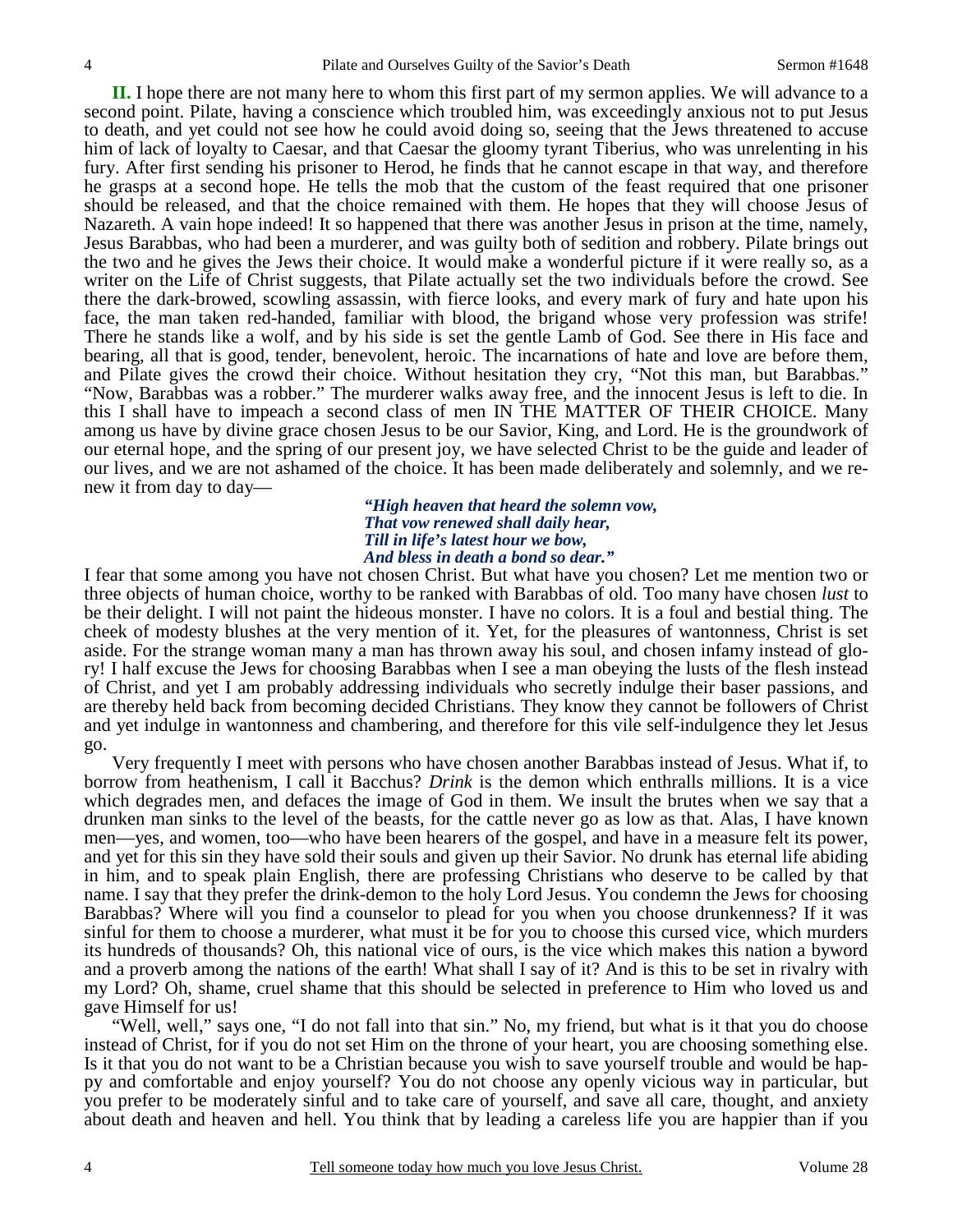**II.** I hope there are not many here to whom this first part of my sermon applies. We will advance to a second point. Pilate, having a conscience which troubled him, was exceedingly anxious not to put Jesus to death, and yet could not see how he could avoid doing so, seeing that the Jews threatened to accuse him of lack of loyalty to Caesar, and that Caesar the gloomy tyrant Tiberius, who was unrelenting in his fury. After first sending his prisoner to Herod, he finds that he cannot escape in that way, and therefore he grasps at a second hope. He tells the mob that the custom of the feast required that one prisoner should be released, and that the choice remained with them. He hopes that they will choose Jesus of Nazareth. A vain hope indeed! It so happened that there was another Jesus in prison at the time, namely, Jesus Barabbas, who had been a murderer, and was guilty both of sedition and robbery. Pilate brings out the two and he gives the Jews their choice. It would make a wonderful picture if it were really so, as a writer on the Life of Christ suggests, that Pilate actually set the two individuals before the crowd. See there the dark-browed, scowling assassin, with fierce looks, and every mark of fury and hate upon his face, the man taken red-handed, familiar with blood, the brigand whose very profession was strife! There he stands like a wolf, and by his side is set the gentle Lamb of God. See there in His face and bearing, all that is good, tender, benevolent, heroic. The incarnations of hate and love are before them, and Pilate gives the crowd their choice. Without hesitation they cry, "Not this man, but Barabbas." "Now, Barabbas was a robber." The murderer walks away free, and the innocent Jesus is left to die. In this I shall have to impeach a second class of men IN THE MATTER OF THEIR CHOICE. Many among us have by divine grace chosen Jesus to be our Savior, King, and Lord. He is the groundwork of our eternal hope, and the spring of our present joy, we have selected Christ to be the guide and leader of our lives, and we are not ashamed of the choice. It has been made deliberately and solemnly, and we renew it from day to day—

> ***"High heaven that heard the solemn vow,***
> ***That vow renewed shall daily hear,***
> ***Till in life's latest hour we bow,***
> ***And bless in death a bond so dear."***

I fear that some among you have not chosen Christ. But what have you chosen? Let me mention two or three objects of human choice, worthy to be ranked with Barabbas of old. Too many have chosen *lust* to be their delight. I will not paint the hideous monster. I have no colors. It is a foul and bestial thing. The cheek of modesty blushes at the very mention of it. Yet, for the pleasures of wantonness, Christ is set aside. For the strange woman many a man has thrown away his soul, and chosen infamy instead of glory! I half excuse the Jews for choosing Barabbas when I see a man obeying the lusts of the flesh instead of Christ, and yet I am probably addressing individuals who secretly indulge their baser passions, and are thereby held back from becoming decided Christians. They know they cannot be followers of Christ and yet indulge in wantonness and chambering, and therefore for this vile self-indulgence they let Jesus go.

Very frequently I meet with persons who have chosen another Barabbas instead of Jesus. What if, to borrow from heathenism, I call it Bacchus? *Drink* is the demon which enthralls millions. It is a vice which degrades men, and defaces the image of God in them. We insult the brutes when we say that a drunken man sinks to the level of the beasts, for the cattle never go as low as that. Alas, I have known men—yes, and women, too—who have been hearers of the gospel, and have in a measure felt its power, and yet for this sin they have sold their souls and given up their Savior. No drunk has eternal life abiding in him, and to speak plain English, there are professing Christians who deserve to be called by that name. I say that they prefer the drink-demon to the holy Lord Jesus. You condemn the Jews for choosing Barabbas? Where will you find a counselor to plead for you when you choose drunkenness? If it was sinful for them to choose a murderer, what must it be for you to choose this cursed vice, which murders its hundreds of thousands? Oh, this national vice of ours, is the vice which makes this nation a byword and a proverb among the nations of the earth! What shall I say of it? And is this to be set in rivalry with my Lord? Oh, shame, cruel shame that this should be selected in preference to Him who loved us and gave Himself for us!

"Well, well," says one, "I do not fall into that sin." No, my friend, but what is it that you do choose instead of Christ, for if you do not set Him on the throne of your heart, you are choosing something else. Is it that you do not want to be a Christian because you wish to save yourself trouble and would be happy and comfortable and enjoy yourself? You do not choose any openly vicious way in particular, but you prefer to be moderately sinful and to take care of yourself, and save all care, thought, and anxiety about death and heaven and hell. You think that by leading a careless life you are happier than if you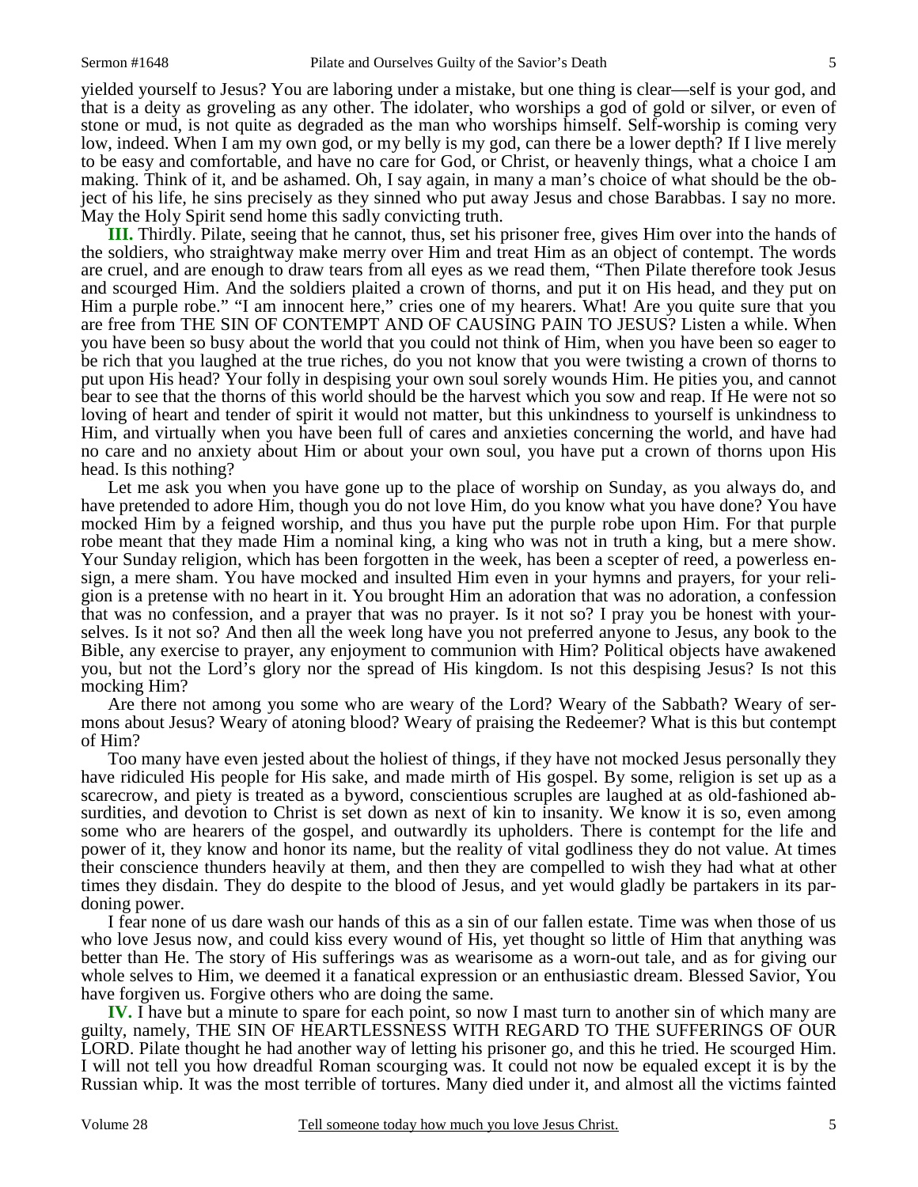yielded yourself to Jesus? You are laboring under a mistake, but one thing is clear—self is your god, and that is a deity as groveling as any other. The idolater, who worships a god of gold or silver, or even of stone or mud, is not quite as degraded as the man who worships himself. Self-worship is coming very low, indeed. When I am my own god, or my belly is my god, can there be a lower depth? If I live merely to be easy and comfortable, and have no care for God, or Christ, or heavenly things, what a choice I am making. Think of it, and be ashamed. Oh, I say again, in many a man's choice of what should be the object of his life, he sins precisely as they sinned who put away Jesus and chose Barabbas. I say no more. May the Holy Spirit send home this sadly convicting truth.

**III.** Thirdly. Pilate, seeing that he cannot, thus, set his prisoner free, gives Him over into the hands of the soldiers, who straightway make merry over Him and treat Him as an object of contempt. The words are cruel, and are enough to draw tears from all eyes as we read them, "Then Pilate therefore took Jesus and scourged Him. And the soldiers plaited a crown of thorns, and put it on His head, and they put on Him a purple robe." "I am innocent here," cries one of my hearers. What! Are you quite sure that you are free from THE SIN OF CONTEMPT AND OF CAUSING PAIN TO JESUS? Listen a while. When you have been so busy about the world that you could not think of Him, when you have been so eager to be rich that you laughed at the true riches, do you not know that you were twisting a crown of thorns to put upon His head? Your folly in despising your own soul sorely wounds Him. He pities you, and cannot bear to see that the thorns of this world should be the harvest which you sow and reap. If He were not so loving of heart and tender of spirit it would not matter, but this unkindness to yourself is unkindness to Him, and virtually when you have been full of cares and anxieties concerning the world, and have had no care and no anxiety about Him or about your own soul, you have put a crown of thorns upon His head. Is this nothing?

Let me ask you when you have gone up to the place of worship on Sunday, as you always do, and have pretended to adore Him, though you do not love Him, do you know what you have done? You have mocked Him by a feigned worship, and thus you have put the purple robe upon Him. For that purple robe meant that they made Him a nominal king, a king who was not in truth a king, but a mere show. Your Sunday religion, which has been forgotten in the week, has been a scepter of reed, a powerless ensign, a mere sham. You have mocked and insulted Him even in your hymns and prayers, for your religion is a pretense with no heart in it. You brought Him an adoration that was no adoration, a confession that was no confession, and a prayer that was no prayer. Is it not so? I pray you be honest with yourselves. Is it not so? And then all the week long have you not preferred anyone to Jesus, any book to the Bible, any exercise to prayer, any enjoyment to communion with Him? Political objects have awakened you, but not the Lord's glory nor the spread of His kingdom. Is not this despising Jesus? Is not this mocking Him?

Are there not among you some who are weary of the Lord? Weary of the Sabbath? Weary of sermons about Jesus? Weary of atoning blood? Weary of praising the Redeemer? What is this but contempt of Him?

Too many have even jested about the holiest of things, if they have not mocked Jesus personally they have ridiculed His people for His sake, and made mirth of His gospel. By some, religion is set up as a scarecrow, and piety is treated as a byword, conscientious scruples are laughed at as old-fashioned absurdities, and devotion to Christ is set down as next of kin to insanity. We know it is so, even among some who are hearers of the gospel, and outwardly its upholders. There is contempt for the life and power of it, they know and honor its name, but the reality of vital godliness they do not value. At times their conscience thunders heavily at them, and then they are compelled to wish they had what at other times they disdain. They do despite to the blood of Jesus, and yet would gladly be partakers in its pardoning power.

I fear none of us dare wash our hands of this as a sin of our fallen estate. Time was when those of us who love Jesus now, and could kiss every wound of His, yet thought so little of Him that anything was better than He. The story of His sufferings was as wearisome as a worn-out tale, and as for giving our whole selves to Him, we deemed it a fanatical expression or an enthusiastic dream. Blessed Savior, You have forgiven us. Forgive others who are doing the same.

**IV.** I have but a minute to spare for each point, so now I mast turn to another sin of which many are guilty, namely, THE SIN OF HEARTLESSNESS WITH REGARD TO THE SUFFERINGS OF OUR LORD. Pilate thought he had another way of letting his prisoner go, and this he tried. He scourged Him. I will not tell you how dreadful Roman scourging was. It could not now be equaled except it is by the Russian whip. It was the most terrible of tortures. Many died under it, and almost all the victims fainted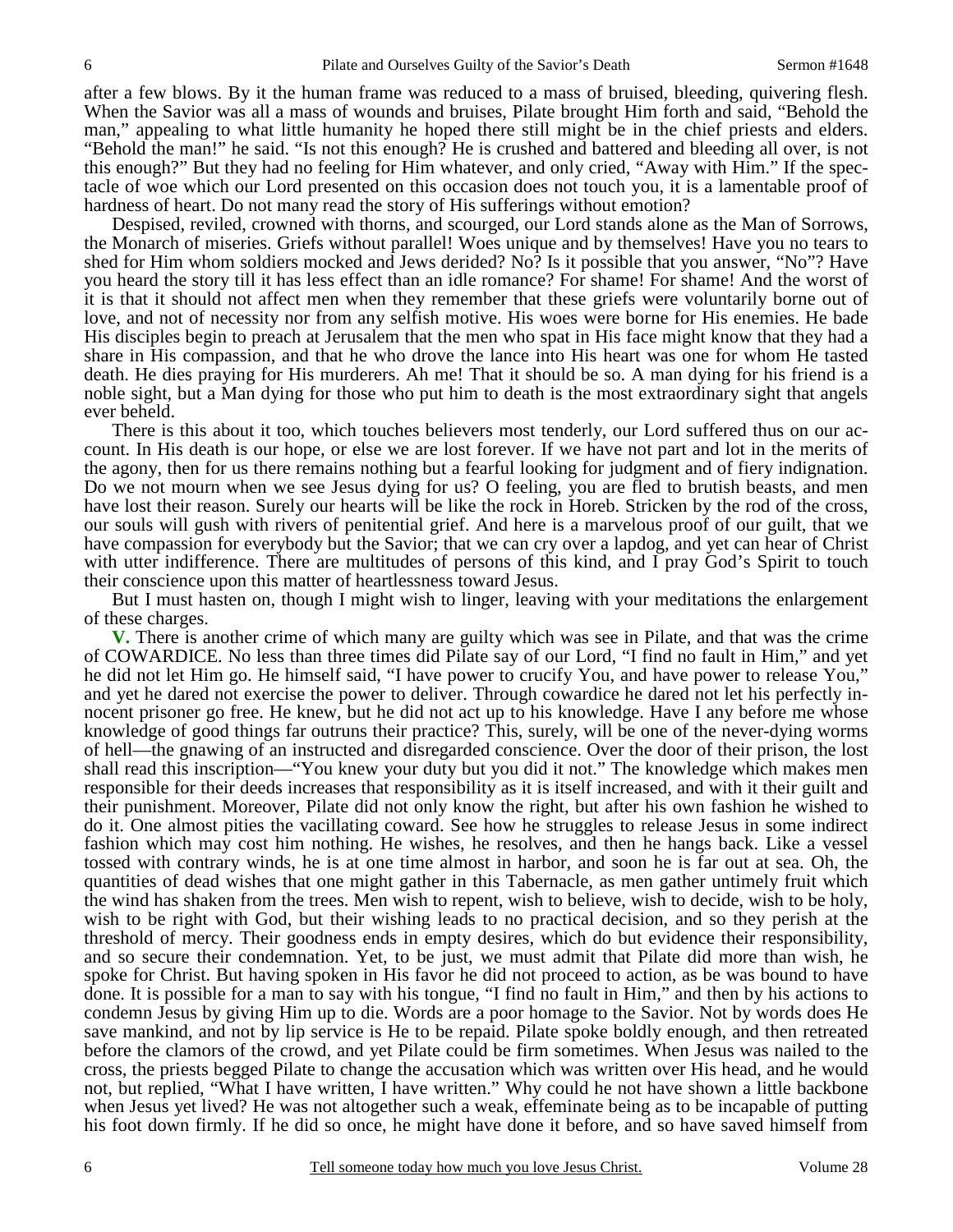after a few blows. By it the human frame was reduced to a mass of bruised, bleeding, quivering flesh. When the Savior was all a mass of wounds and bruises, Pilate brought Him forth and said, "Behold the man," appealing to what little humanity he hoped there still might be in the chief priests and elders. "Behold the man!" he said. "Is not this enough? He is crushed and battered and bleeding all over, is not this enough?" But they had no feeling for Him whatever, and only cried, "Away with Him." If the spectacle of woe which our Lord presented on this occasion does not touch you, it is a lamentable proof of hardness of heart. Do not many read the story of His sufferings without emotion?

Despised, reviled, crowned with thorns, and scourged, our Lord stands alone as the Man of Sorrows, the Monarch of miseries. Griefs without parallel! Woes unique and by themselves! Have you no tears to shed for Him whom soldiers mocked and Jews derided? No? Is it possible that you answer, "No"? Have you heard the story till it has less effect than an idle romance? For shame! For shame! And the worst of it is that it should not affect men when they remember that these griefs were voluntarily borne out of love, and not of necessity nor from any selfish motive. His woes were borne for His enemies. He bade His disciples begin to preach at Jerusalem that the men who spat in His face might know that they had a share in His compassion, and that he who drove the lance into His heart was one for whom He tasted death. He dies praying for His murderers. Ah me! That it should be so. A man dying for his friend is a noble sight, but a Man dying for those who put him to death is the most extraordinary sight that angels ever beheld.

There is this about it too, which touches believers most tenderly, our Lord suffered thus on our account. In His death is our hope, or else we are lost forever. If we have not part and lot in the merits of the agony, then for us there remains nothing but a fearful looking for judgment and of fiery indignation. Do we not mourn when we see Jesus dying for us? O feeling, you are fled to brutish beasts, and men have lost their reason. Surely our hearts will be like the rock in Horeb. Stricken by the rod of the cross, our souls will gush with rivers of penitential grief. And here is a marvelous proof of our guilt, that we have compassion for everybody but the Savior; that we can cry over a lapdog, and yet can hear of Christ with utter indifference. There are multitudes of persons of this kind, and I pray God's Spirit to touch their conscience upon this matter of heartlessness toward Jesus.

But I must hasten on, though I might wish to linger, leaving with your meditations the enlargement of these charges.

**V.** There is another crime of which many are guilty which was see in Pilate, and that was the crime of COWARDICE. No less than three times did Pilate say of our Lord, "I find no fault in Him," and yet he did not let Him go. He himself said, "I have power to crucify You, and have power to release You," and yet he dared not exercise the power to deliver. Through cowardice he dared not let his perfectly innocent prisoner go free. He knew, but he did not act up to his knowledge. Have I any before me whose knowledge of good things far outruns their practice? This, surely, will be one of the never-dying worms of hell—the gnawing of an instructed and disregarded conscience. Over the door of their prison, the lost shall read this inscription—"You knew your duty but you did it not." The knowledge which makes men responsible for their deeds increases that responsibility as it is itself increased, and with it their guilt and their punishment. Moreover, Pilate did not only know the right, but after his own fashion he wished to do it. One almost pities the vacillating coward. See how he struggles to release Jesus in some indirect fashion which may cost him nothing. He wishes, he resolves, and then he hangs back. Like a vessel tossed with contrary winds, he is at one time almost in harbor, and soon he is far out at sea. Oh, the quantities of dead wishes that one might gather in this Tabernacle, as men gather untimely fruit which the wind has shaken from the trees. Men wish to repent, wish to believe, wish to decide, wish to be holy, wish to be right with God, but their wishing leads to no practical decision, and so they perish at the threshold of mercy. Their goodness ends in empty desires, which do but evidence their responsibility, and so secure their condemnation. Yet, to be just, we must admit that Pilate did more than wish, he spoke for Christ. But having spoken in His favor he did not proceed to action, as be was bound to have done. It is possible for a man to say with his tongue, "I find no fault in Him," and then by his actions to condemn Jesus by giving Him up to die. Words are a poor homage to the Savior. Not by words does He save mankind, and not by lip service is He to be repaid. Pilate spoke boldly enough, and then retreated before the clamors of the crowd, and yet Pilate could be firm sometimes. When Jesus was nailed to the cross, the priests begged Pilate to change the accusation which was written over His head, and he would not, but replied, "What I have written, I have written." Why could he not have shown a little backbone when Jesus yet lived? He was not altogether such a weak, effeminate being as to be incapable of putting his foot down firmly. If he did so once, he might have done it before, and so have saved himself from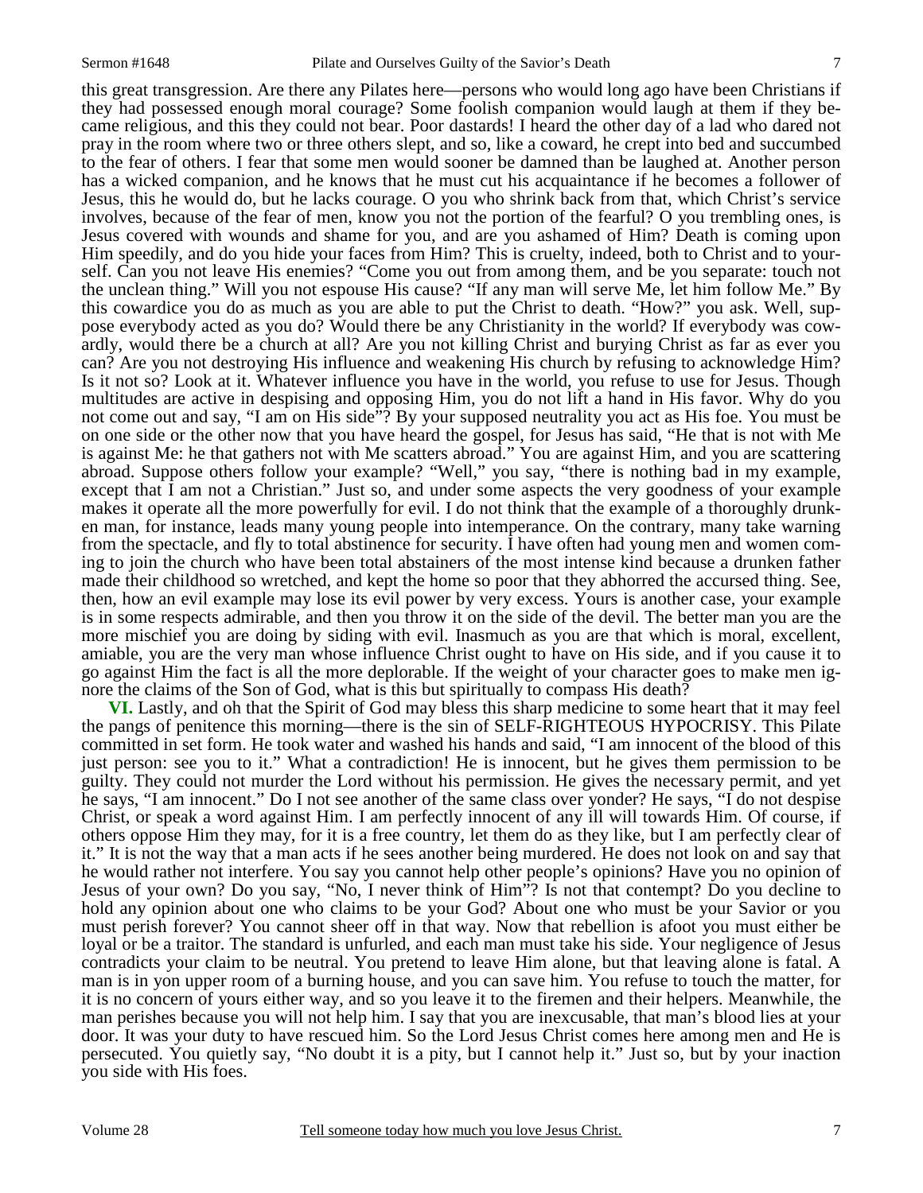this great transgression. Are there any Pilates here—persons who would long ago have been Christians if they had possessed enough moral courage? Some foolish companion would laugh at them if they became religious, and this they could not bear. Poor dastards! I heard the other day of a lad who dared not pray in the room where two or three others slept, and so, like a coward, he crept into bed and succumbed to the fear of others. I fear that some men would sooner be damned than be laughed at. Another person has a wicked companion, and he knows that he must cut his acquaintance if he becomes a follower of Jesus, this he would do, but he lacks courage. O you who shrink back from that, which Christ's service involves, because of the fear of men, know you not the portion of the fearful? O you trembling ones, is Jesus covered with wounds and shame for you, and are you ashamed of Him? Death is coming upon Him speedily, and do you hide your faces from Him? This is cruelty, indeed, both to Christ and to yourself. Can you not leave His enemies? "Come you out from among them, and be you separate: touch not the unclean thing." Will you not espouse His cause? "If any man will serve Me, let him follow Me." By this cowardice you do as much as you are able to put the Christ to death. "How?" you ask. Well, suppose everybody acted as you do? Would there be any Christianity in the world? If everybody was cowardly, would there be a church at all? Are you not killing Christ and burying Christ as far as ever you can? Are you not destroying His influence and weakening His church by refusing to acknowledge Him? Is it not so? Look at it. Whatever influence you have in the world, you refuse to use for Jesus. Though multitudes are active in despising and opposing Him, you do not lift a hand in His favor. Why do you not come out and say, "I am on His side"? By your supposed neutrality you act as His foe. You must be on one side or the other now that you have heard the gospel, for Jesus has said, "He that is not with Me is against Me: he that gathers not with Me scatters abroad." You are against Him, and you are scattering abroad. Suppose others follow your example? "Well," you say, "there is nothing bad in my example, except that I am not a Christian." Just so, and under some aspects the very goodness of your example makes it operate all the more powerfully for evil. I do not think that the example of a thoroughly drunken man, for instance, leads many young people into intemperance. On the contrary, many take warning from the spectacle, and fly to total abstinence for security. I have often had young men and women coming to join the church who have been total abstainers of the most intense kind because a drunken father made their childhood so wretched, and kept the home so poor that they abhorred the accursed thing. See, then, how an evil example may lose its evil power by very excess. Yours is another case, your example is in some respects admirable, and then you throw it on the side of the devil. The better man you are the more mischief you are doing by siding with evil. Inasmuch as you are that which is moral, excellent, amiable, you are the very man whose influence Christ ought to have on His side, and if you cause it to go against Him the fact is all the more deplorable. If the weight of your character goes to make men ignore the claims of the Son of God, what is this but spiritually to compass His death?

**VI.** Lastly, and oh that the Spirit of God may bless this sharp medicine to some heart that it may feel the pangs of penitence this morning—there is the sin of SELF-RIGHTEOUS HYPOCRISY. This Pilate committed in set form. He took water and washed his hands and said, "I am innocent of the blood of this just person: see you to it." What a contradiction! He is innocent, but he gives them permission to be guilty. They could not murder the Lord without his permission. He gives the necessary permit, and yet he says, "I am innocent." Do I not see another of the same class over yonder? He says, "I do not despise Christ, or speak a word against Him. I am perfectly innocent of any ill will towards Him. Of course, if others oppose Him they may, for it is a free country, let them do as they like, but I am perfectly clear of it." It is not the way that a man acts if he sees another being murdered. He does not look on and say that he would rather not interfere. You say you cannot help other people's opinions? Have you no opinion of Jesus of your own? Do you say, "No, I never think of Him"? Is not that contempt? Do you decline to hold any opinion about one who claims to be your God? About one who must be your Savior or you must perish forever? You cannot sheer off in that way. Now that rebellion is afoot you must either be loyal or be a traitor. The standard is unfurled, and each man must take his side. Your negligence of Jesus contradicts your claim to be neutral. You pretend to leave Him alone, but that leaving alone is fatal. A man is in yon upper room of a burning house, and you can save him. You refuse to touch the matter, for it is no concern of yours either way, and so you leave it to the firemen and their helpers. Meanwhile, the man perishes because you will not help him. I say that you are inexcusable, that man's blood lies at your door. It was your duty to have rescued him. So the Lord Jesus Christ comes here among men and He is persecuted. You quietly say, "No doubt it is a pity, but I cannot help it." Just so, but by your inaction you side with His foes.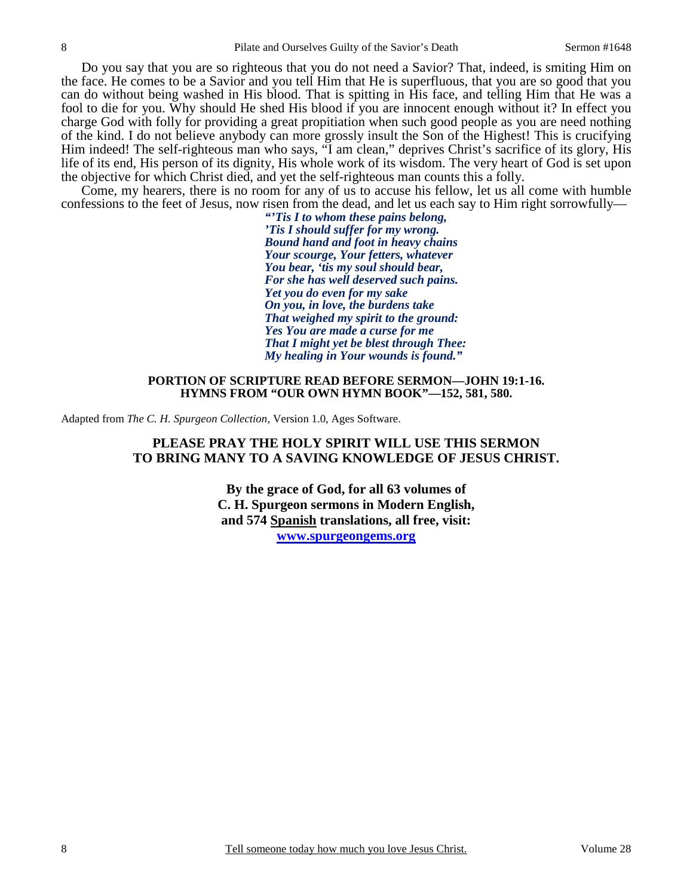Do you say that you are so righteous that you do not need a Savior? That, indeed, is smiting Him on the face. He comes to be a Savior and you tell Him that He is superfluous, that you are so good that you can do without being washed in His blood. That is spitting in His face, and telling Him that He was a fool to die for you. Why should He shed His blood if you are innocent enough without it? In effect you charge God with folly for providing a great propitiation when such good people as you are need nothing of the kind. I do not believe anybody can more grossly insult the Son of the Highest! This is crucifying Him indeed! The self-righteous man who says, "I am clean," deprives Christ's sacrifice of its glory, His life of its end, His person of its dignity, His whole work of its wisdom. The very heart of God is set upon the objective for which Christ died, and yet the self-righteous man counts this a folly.

Come, my hearers, there is no room for any of us to accuse his fellow, let us all come with humble confessions to the feet of Jesus, now risen from the dead, and let us each say to Him right sorrowfully—

> ***"'Tis I to whom these pains belong,***
> ***'Tis I should suffer for my wrong.***
> ***Bound hand and foot in heavy chains***
> ***Your scourge, Your fetters, whatever***
> ***You bear, 'tis my soul should bear,***
> ***For she has well deserved such pains.***
> ***Yet you do even for my sake***
> ***On you, in love, the burdens take***
> ***That weighed my spirit to the ground:***
> ***Yes You are made a curse for me***
> ***That I might yet be blest through Thee:***
> ***My healing in Your wounds is found."***

**PORTION OF SCRIPTURE READ BEFORE SERMON—JOHN 19:1-16.**
**HYMNS FROM "OUR OWN HYMN BOOK"—152, 581, 580.**

Adapted from *The C. H. Spurgeon Collection*, Version 1.0, Ages Software.

**PLEASE PRAY THE HOLY SPIRIT WILL USE THIS SERMON TO BRING MANY TO A SAVING KNOWLEDGE OF JESUS CHRIST.**

**By the grace of God, for all 63 volumes of C. H. Spurgeon sermons in Modern English, and 574 Spanish translations, all free, visit: www.spurgeongems.org**